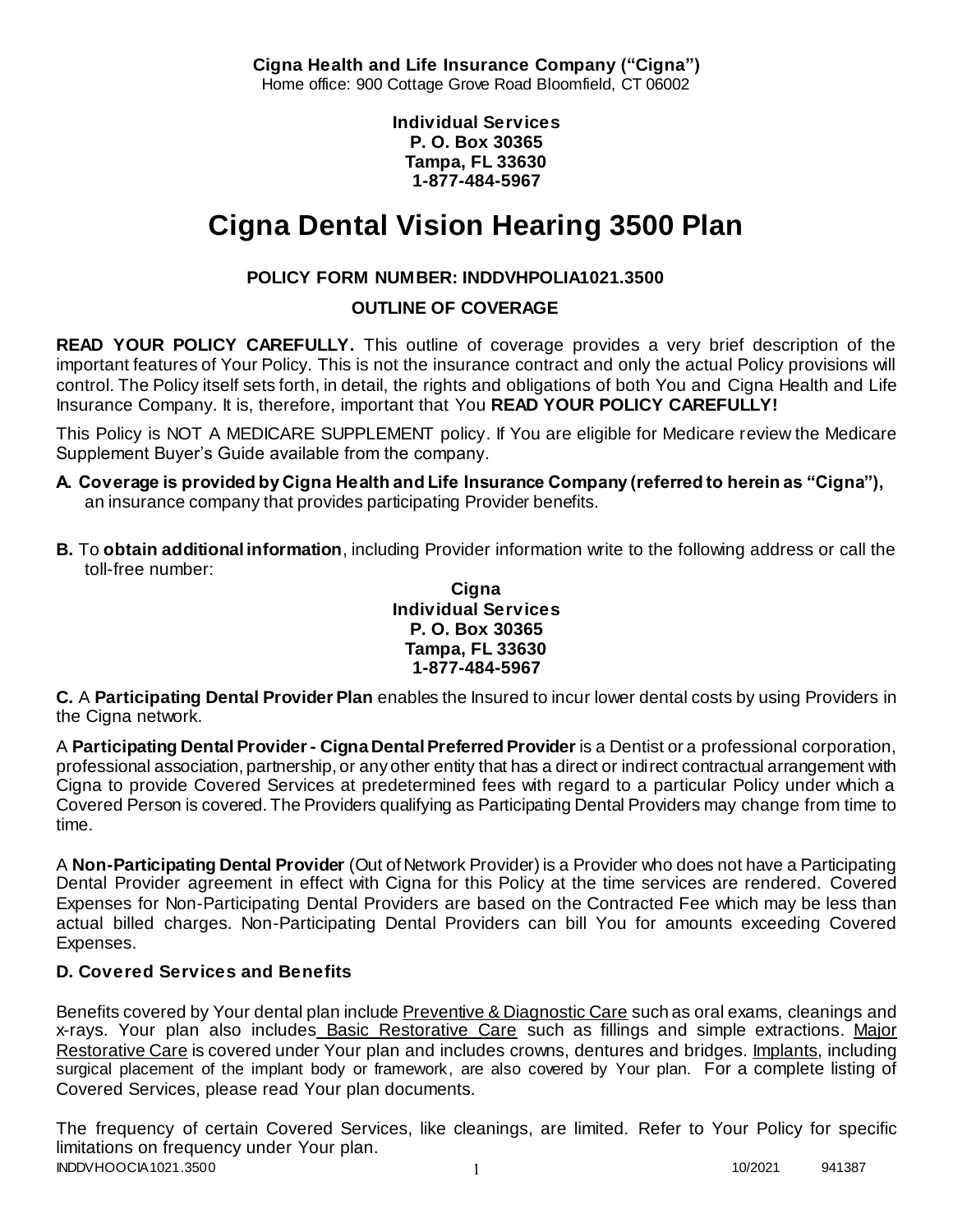**Cigna Health and Life Insurance Company ("Cigna")**
Home office: 900 Cottage Grove Road Bloomfield, CT 06002

**Individual Services**
**P. O. Box 30365**
**Tampa, FL 33630**
**1-877-484-5967**

# Cigna Dental Vision Hearing 3500 Plan

**POLICY FORM NUMBER: INDDVHPOLIA1021.3500**

**OUTLINE OF COVERAGE**

**READ YOUR POLICY CAREFULLY.** This outline of coverage provides a very brief description of the important features of Your Policy. This is not the insurance contract and only the actual Policy provisions will control. The Policy itself sets forth, in detail, the rights and obligations of both You and Cigna Health and Life Insurance Company. It is, therefore, important that You **READ YOUR POLICY CAREFULLY!**

This Policy is NOT A MEDICARE SUPPLEMENT policy. If You are eligible for Medicare review the Medicare Supplement Buyer's Guide available from the company.

**A. Coverage is provided by Cigna Health and Life Insurance Company (referred to herein as "Cigna"),** an insurance company that provides participating Provider benefits.

**B.** To **obtain additional information**, including Provider information write to the following address or call the toll-free number:

**Cigna**
**Individual Services**
**P. O. Box 30365**
**Tampa, FL 33630**
**1-877-484-5967**

**C.** A **Participating Dental Provider Plan** enables the Insured to incur lower dental costs by using Providers in the Cigna network.

A **Participating Dental Provider - Cigna Dental Preferred Provider** is a Dentist or a professional corporation, professional association, partnership, or any other entity that has a direct or indirect contractual arrangement with Cigna to provide Covered Services at predetermined fees with regard to a particular Policy under which a Covered Person is covered. The Providers qualifying as Participating Dental Providers may change from time to time.

A **Non-Participating Dental Provider** (Out of Network Provider) is a Provider who does not have a Participating Dental Provider agreement in effect with Cigna for this Policy at the time services are rendered. Covered Expenses for Non-Participating Dental Providers are based on the Contracted Fee which may be less than actual billed charges. Non-Participating Dental Providers can bill You for amounts exceeding Covered Expenses.

**D. Covered Services and Benefits**

Benefits covered by Your dental plan include Preventive & Diagnostic Care such as oral exams, cleanings and x-rays. Your plan also includes Basic Restorative Care such as fillings and simple extractions. Major Restorative Care is covered under Your plan and includes crowns, dentures and bridges. Implants, including surgical placement of the implant body or framework, are also covered by Your plan. For a complete listing of Covered Services, please read Your plan documents.

The frequency of certain Covered Services, like cleanings, are limited. Refer to Your Policy for specific limitations on frequency under Your plan.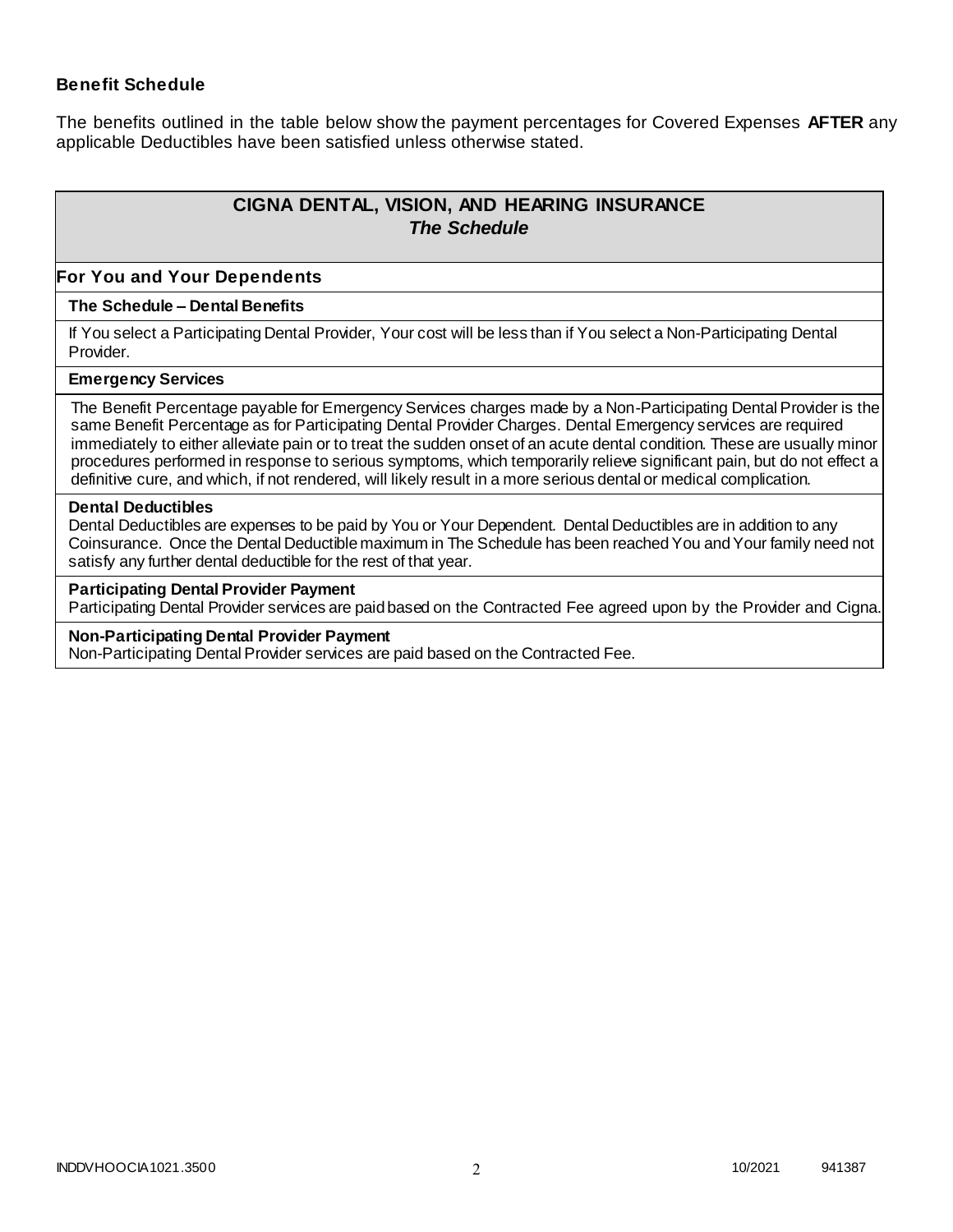### Benefit Schedule

The benefits outlined in the table below show the payment percentages for Covered Expenses **AFTER** any applicable Deductibles have been satisfied unless otherwise stated.

## CIGNA DENTAL, VISION, AND HEARING INSURANCE
### *The Schedule*

### For You and Your Dependents

**The Schedule – Dental Benefits**

If You select a Participating Dental Provider, Your cost will be less than if You select a Non-Participating Dental Provider.

**Emergency Services**

The Benefit Percentage payable for Emergency Services charges made by a Non-Participating Dental Provider is the same Benefit Percentage as for Participating Dental Provider Charges. Dental Emergency services are required immediately to either alleviate pain or to treat the sudden onset of an acute dental condition. These are usually minor procedures performed in response to serious symptoms, which temporarily relieve significant pain, but do not effect a definitive cure, and which, if not rendered, will likely result in a more serious dental or medical complication.

**Dental Deductibles**

Dental Deductibles are expenses to be paid by You or Your Dependent. Dental Deductibles are in addition to any Coinsurance. Once the Dental Deductible maximum in The Schedule has been reached You and Your family need not satisfy any further dental deductible for the rest of that year.

**Participating Dental Provider Payment**

Participating Dental Provider services are paid based on the Contracted Fee agreed upon by the Provider and Cigna.

**Non-Participating Dental Provider Payment**

Non-Participating Dental Provider services are paid based on the Contracted Fee.

INDDVHOOCIA1021.3500 10/2021 941387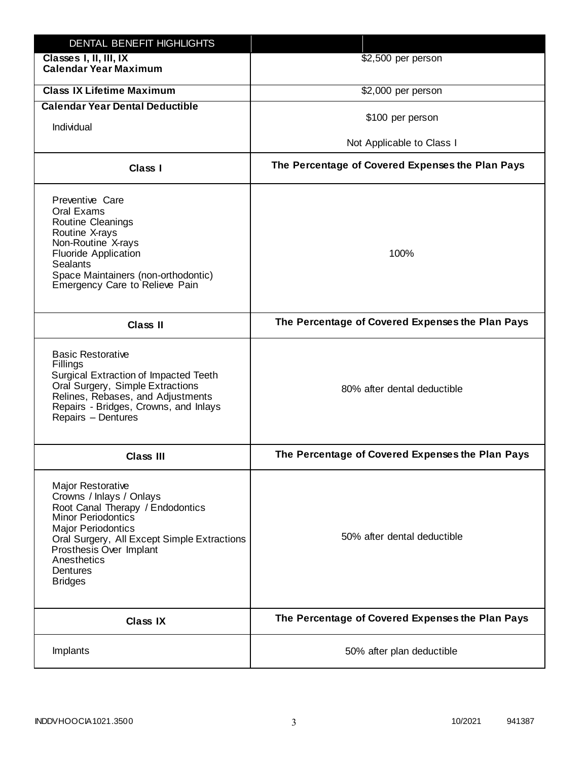| DENTAL BENEFIT HIGHLIGHTS | |
|---|---|
| **Classes I, II, III, IX Calendar Year Maximum** | $2,500 per person |
| **Class IX Lifetime Maximum** | $2,000 per person |
| **Calendar Year Dental Deductible**<br>Individual | $100 per person<br>Not Applicable to Class I |
| **Class I** | **The Percentage of Covered Expenses the Plan Pays** |
| Preventive Care<br>Oral Exams<br>Routine Cleanings<br>Routine X-rays<br>Non-Routine X-rays<br>Fluoride Application<br>Sealants<br>Space Maintainers (non-orthodontic)<br>Emergency Care to Relieve Pain | 100% |
| **Class II** | **The Percentage of Covered Expenses the Plan Pays** |
| Basic Restorative<br>Fillings<br>Surgical Extraction of Impacted Teeth<br>Oral Surgery, Simple Extractions<br>Relines, Rebases, and Adjustments<br>Repairs - Bridges, Crowns, and Inlays<br>Repairs – Dentures | 80% after dental deductible |
| **Class III** | **The Percentage of Covered Expenses the Plan Pays** |
| Major Restorative<br>Crowns / Inlays / Onlays<br>Root Canal Therapy / Endodontics<br>Minor Periodontics<br>Major Periodontics<br>Oral Surgery, All Except Simple Extractions<br>Prosthesis Over Implant<br>Anesthetics<br>Dentures<br>Bridges | 50% after dental deductible |
| **Class IX** | **The Percentage of Covered Expenses the Plan Pays** |
| Implants | 50% after plan deductible |

INDDVHOOCIA1021.3500 10/2021 941387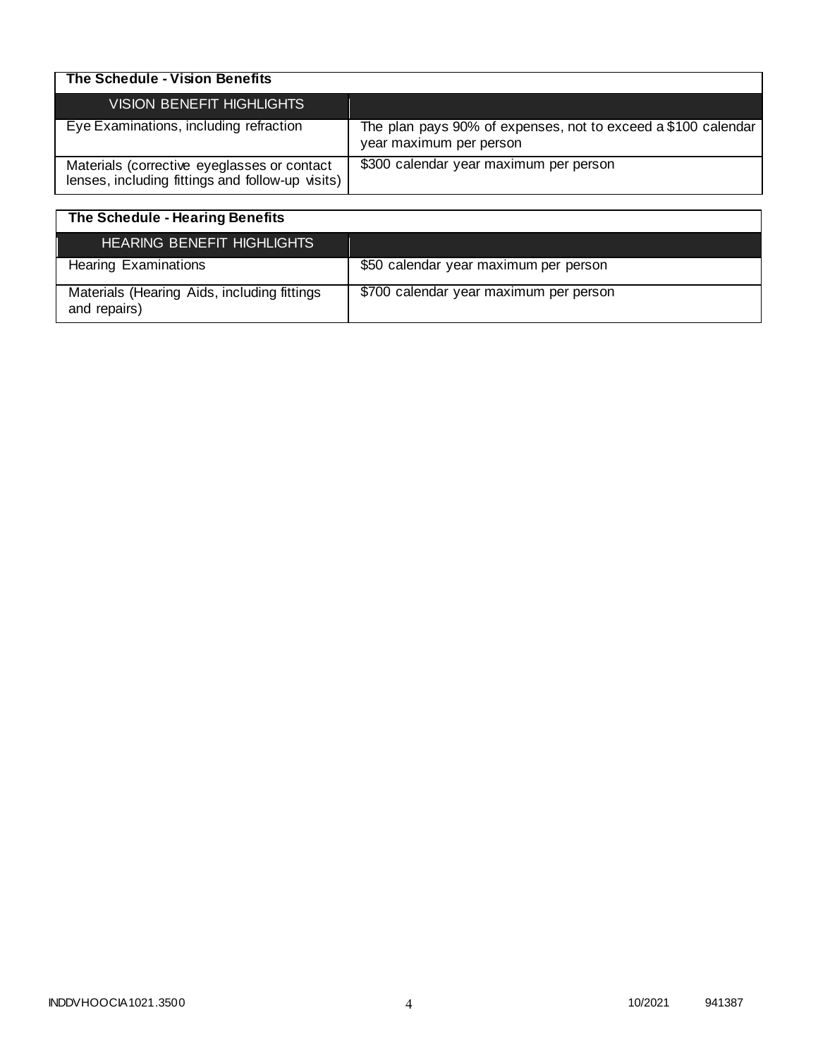## The Schedule - Vision Benefits

| VISION BENEFIT HIGHLIGHTS | |
|---|---|
| Eye Examinations, including refraction | The plan pays 90% of expenses, not to exceed a $100 calendar year maximum per person |
| Materials (corrective eyeglasses or contact lenses, including fittings and follow-up visits) | $300 calendar year maximum per person |

## The Schedule - Hearing Benefits

| HEARING BENEFIT HIGHLIGHTS | |
|---|---|
| Hearing Examinations | $50 calendar year maximum per person |
| Materials (Hearing Aids, including fittings and repairs) | $700 calendar year maximum per person |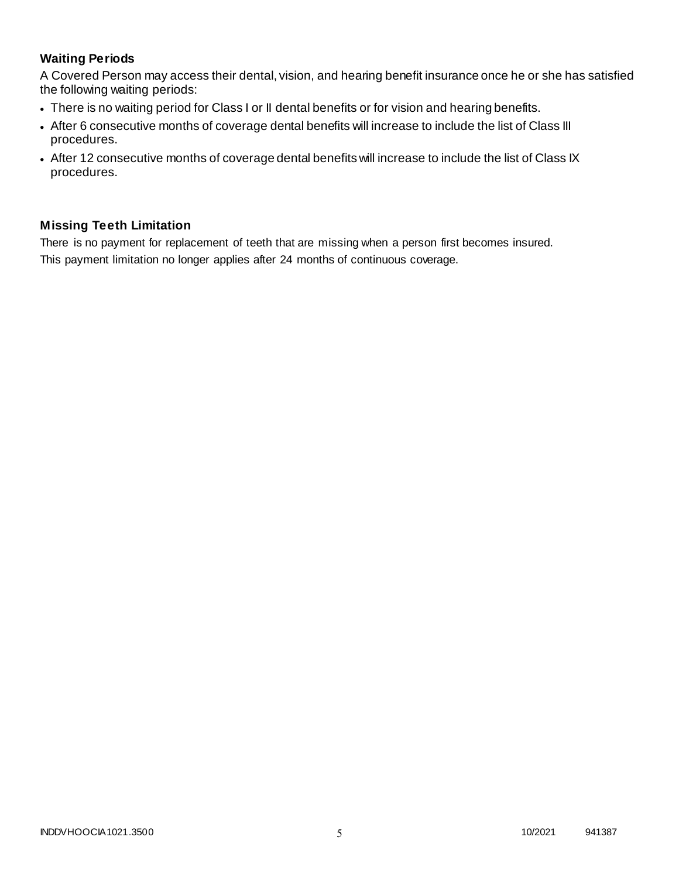### Waiting Periods

A Covered Person may access their dental, vision, and hearing benefit insurance once he or she has satisfied the following waiting periods:

- There is no waiting period for Class I or II dental benefits or for vision and hearing benefits.
- After 6 consecutive months of coverage dental benefits will increase to include the list of Class III procedures.
- After 12 consecutive months of coverage dental benefits will increase to include the list of Class IX procedures.

### Missing Teeth Limitation

There is no payment for replacement of teeth that are missing when a person first becomes insured.
This payment limitation no longer applies after 24 months of continuous coverage.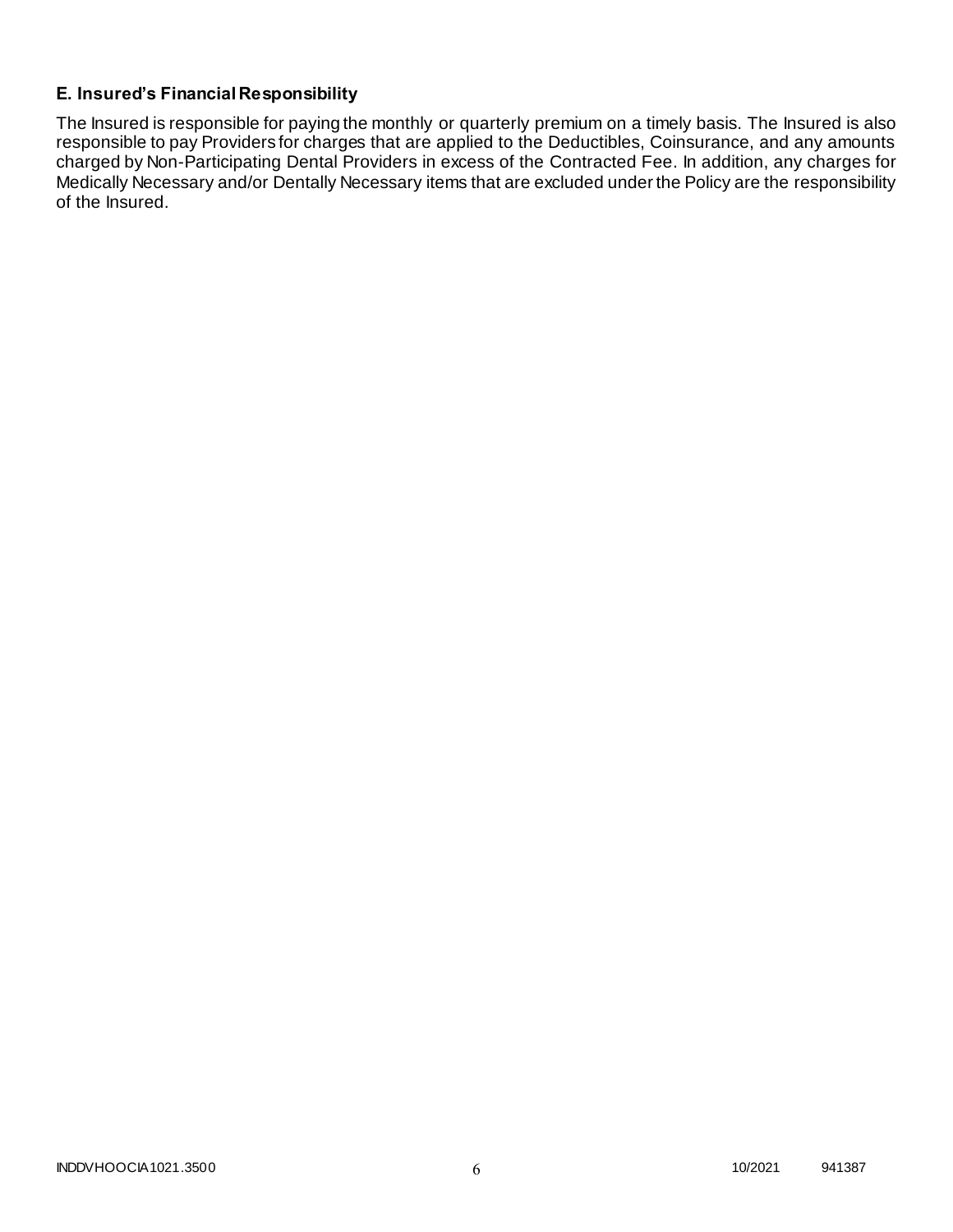### E. Insured's Financial Responsibility

The Insured is responsible for paying the monthly or quarterly premium on a timely basis. The Insured is also responsible to pay Providers for charges that are applied to the Deductibles, Coinsurance, and any amounts charged by Non-Participating Dental Providers in excess of the Contracted Fee. In addition, any charges for Medically Necessary and/or Dentally Necessary items that are excluded under the Policy are the responsibility of the Insured.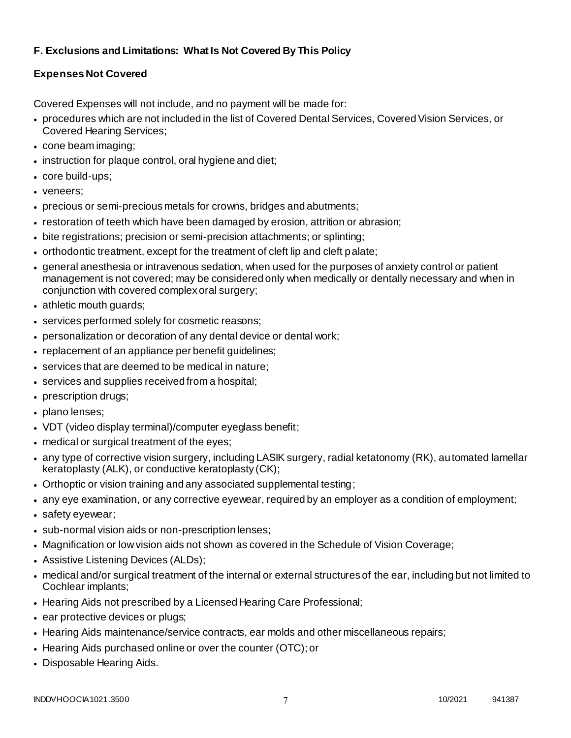## F. Exclusions and Limitations: What Is Not Covered By This Policy

### Expenses Not Covered

Covered Expenses will not include, and no payment will be made for:

- procedures which are not included in the list of Covered Dental Services, Covered Vision Services, or Covered Hearing Services;
- cone beam imaging;
- instruction for plaque control, oral hygiene and diet;
- core build-ups;
- veneers;
- precious or semi-precious metals for crowns, bridges and abutments;
- restoration of teeth which have been damaged by erosion, attrition or abrasion;
- bite registrations; precision or semi-precision attachments; or splinting;
- orthodontic treatment, except for the treatment of cleft lip and cleft palate;
- general anesthesia or intravenous sedation, when used for the purposes of anxiety control or patient management is not covered; may be considered only when medically or dentally necessary and when in conjunction with covered complex oral surgery;
- athletic mouth guards;
- services performed solely for cosmetic reasons;
- personalization or decoration of any dental device or dental work;
- replacement of an appliance per benefit guidelines;
- services that are deemed to be medical in nature;
- services and supplies received from a hospital;
- prescription drugs;
- plano lenses;
- VDT (video display terminal)/computer eyeglass benefit;
- medical or surgical treatment of the eyes;
- any type of corrective vision surgery, including LASIK surgery, radial ketatonomy (RK), automated lamellar keratoplasty (ALK), or conductive keratoplasty (CK);
- Orthoptic or vision training and any associated supplemental testing;
- any eye examination, or any corrective eyewear, required by an employer as a condition of employment;
- safety eyewear;
- sub-normal vision aids or non-prescription lenses;
- Magnification or low vision aids not shown as covered in the Schedule of Vision Coverage;
- Assistive Listening Devices (ALDs);
- medical and/or surgical treatment of the internal or external structures of the ear, including but not limited to Cochlear implants;
- Hearing Aids not prescribed by a Licensed Hearing Care Professional;
- ear protective devices or plugs;
- Hearing Aids maintenance/service contracts, ear molds and other miscellaneous repairs;
- Hearing Aids purchased online or over the counter (OTC); or
- Disposable Hearing Aids.

INDDVHOOCIA1021.3500 10/2021 941387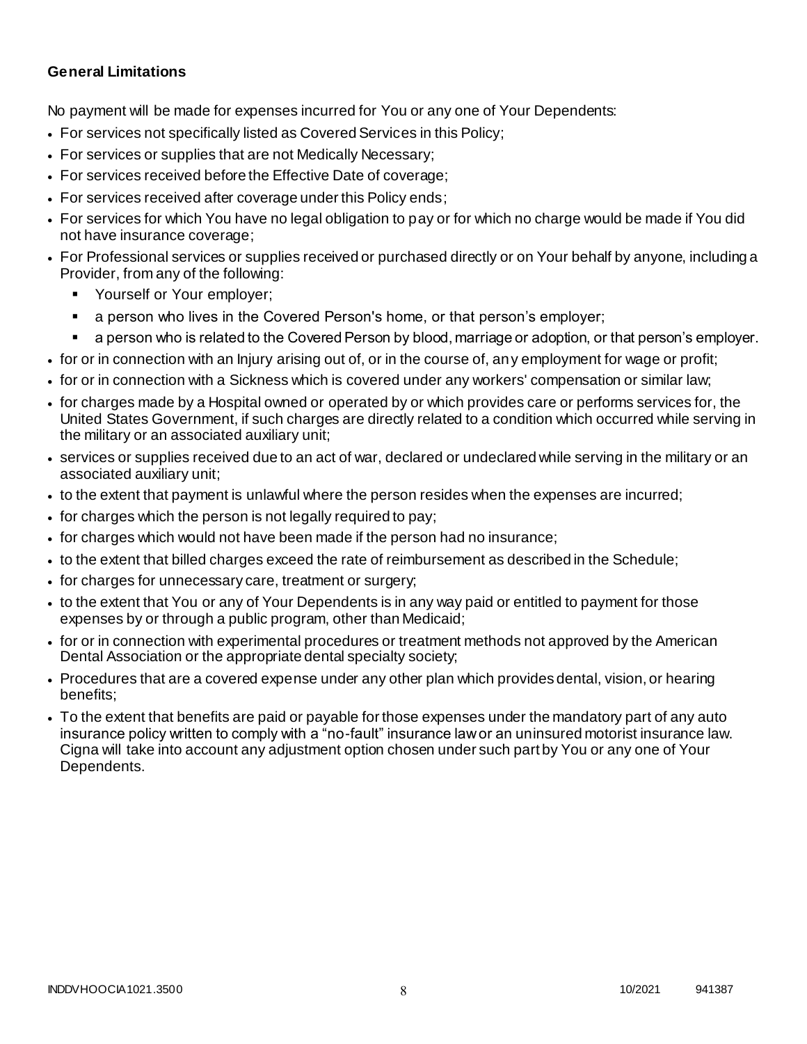**General Limitations**

No payment will be made for expenses incurred for You or any one of Your Dependents:

- For services not specifically listed as Covered Services in this Policy;
- For services or supplies that are not Medically Necessary;
- For services received before the Effective Date of coverage;
- For services received after coverage under this Policy ends;
- For services for which You have no legal obligation to pay or for which no charge would be made if You did not have insurance coverage;
- For Professional services or supplies received or purchased directly or on Your behalf by anyone, including a Provider, from any of the following:
  - Yourself or Your employer;
  - a person who lives in the Covered Person's home, or that person's employer;
  - a person who is related to the Covered Person by blood, marriage or adoption, or that person's employer.
- for or in connection with an Injury arising out of, or in the course of, any employment for wage or profit;
- for or in connection with a Sickness which is covered under any workers' compensation or similar law;
- for charges made by a Hospital owned or operated by or which provides care or performs services for, the United States Government, if such charges are directly related to a condition which occurred while serving in the military or an associated auxiliary unit;
- services or supplies received due to an act of war, declared or undeclared while serving in the military or an associated auxiliary unit;
- to the extent that payment is unlawful where the person resides when the expenses are incurred;
- for charges which the person is not legally required to pay;
- for charges which would not have been made if the person had no insurance;
- to the extent that billed charges exceed the rate of reimbursement as described in the Schedule;
- for charges for unnecessary care, treatment or surgery;
- to the extent that You or any of Your Dependents is in any way paid or entitled to payment for those expenses by or through a public program, other than Medicaid;
- for or in connection with experimental procedures or treatment methods not approved by the American Dental Association or the appropriate dental specialty society;
- Procedures that are a covered expense under any other plan which provides dental, vision, or hearing benefits;
- To the extent that benefits are paid or payable for those expenses under the mandatory part of any auto insurance policy written to comply with a "no-fault" insurance law or an uninsured motorist insurance law. Cigna will take into account any adjustment option chosen under such part by You or any one of Your Dependents.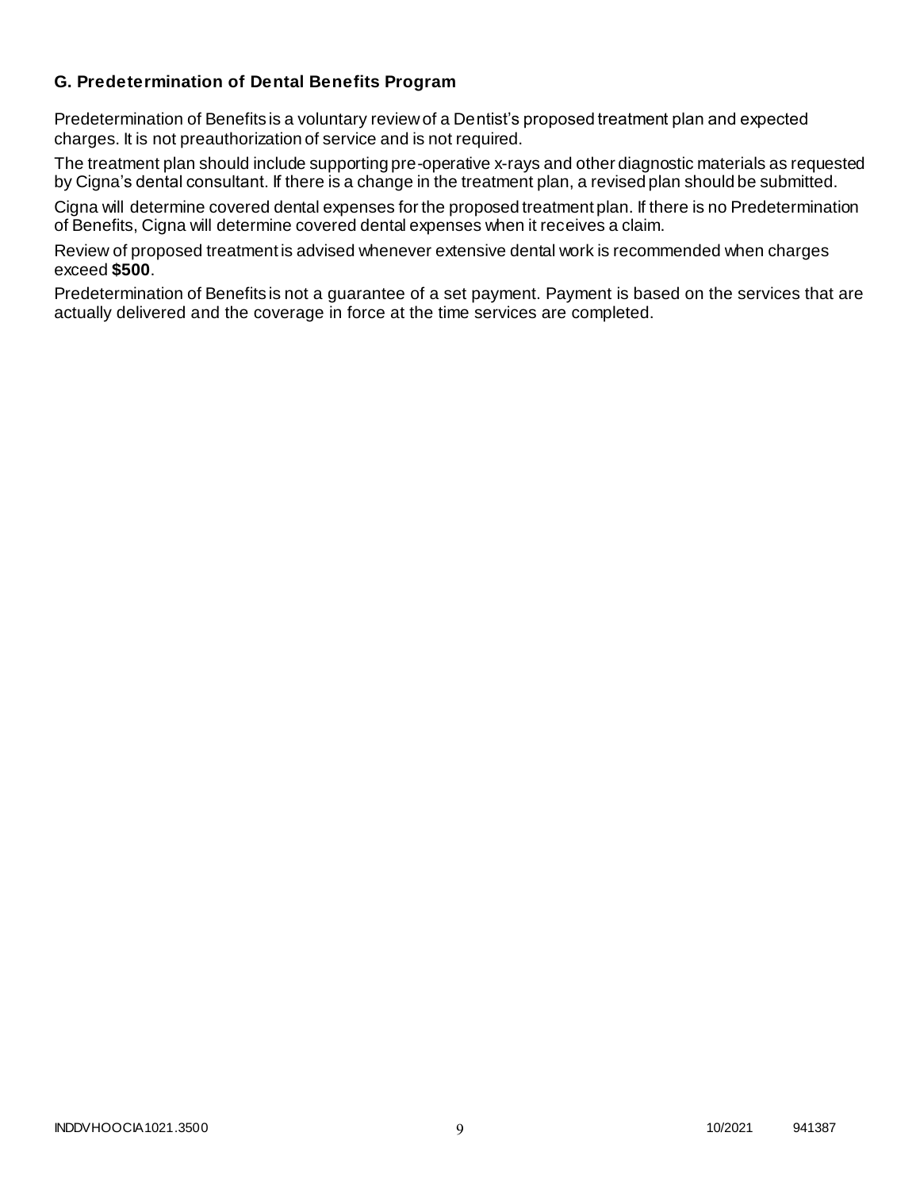### G. Predetermination of Dental Benefits Program

Predetermination of Benefits is a voluntary review of a Dentist's proposed treatment plan and expected charges. It is not preauthorization of service and is not required.

The treatment plan should include supporting pre-operative x-rays and other diagnostic materials as requested by Cigna's dental consultant. If there is a change in the treatment plan, a revised plan should be submitted.

Cigna will determine covered dental expenses for the proposed treatment plan. If there is no Predetermination of Benefits, Cigna will determine covered dental expenses when it receives a claim.

Review of proposed treatment is advised whenever extensive dental work is recommended when charges exceed **$500**.

Predetermination of Benefits is not a guarantee of a set payment. Payment is based on the services that are actually delivered and the coverage in force at the time services are completed.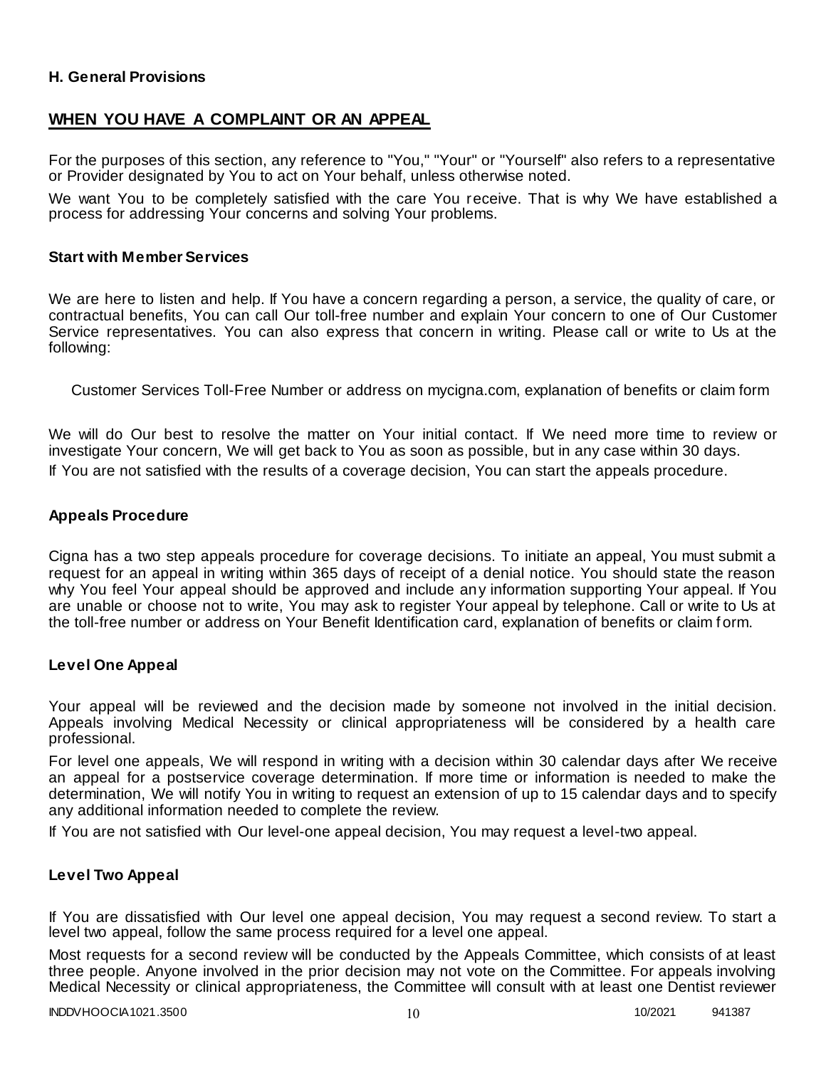**H. General Provisions**

## WHEN YOU HAVE A COMPLAINT OR AN APPEAL

For the purposes of this section, any reference to "You," "Your" or "Yourself" also refers to a representative or Provider designated by You to act on Your behalf, unless otherwise noted.

We want You to be completely satisfied with the care You receive. That is why We have established a process for addressing Your concerns and solving Your problems.

### Start with Member Services

We are here to listen and help. If You have a concern regarding a person, a service, the quality of care, or contractual benefits, You can call Our toll-free number and explain Your concern to one of Our Customer Service representatives. You can also express that concern in writing. Please call or write to Us at the following:

Customer Services Toll-Free Number or address on mycigna.com, explanation of benefits or claim form

We will do Our best to resolve the matter on Your initial contact. If We need more time to review or investigate Your concern, We will get back to You as soon as possible, but in any case within 30 days.

If You are not satisfied with the results of a coverage decision, You can start the appeals procedure.

### Appeals Procedure

Cigna has a two step appeals procedure for coverage decisions. To initiate an appeal, You must submit a request for an appeal in writing within 365 days of receipt of a denial notice. You should state the reason why You feel Your appeal should be approved and include any information supporting Your appeal. If You are unable or choose not to write, You may ask to register Your appeal by telephone. Call or write to Us at the toll-free number or address on Your Benefit Identification card, explanation of benefits or claim form.

### Level One Appeal

Your appeal will be reviewed and the decision made by someone not involved in the initial decision. Appeals involving Medical Necessity or clinical appropriateness will be considered by a health care professional.

For level one appeals, We will respond in writing with a decision within 30 calendar days after We receive an appeal for a postservice coverage determination. If more time or information is needed to make the determination, We will notify You in writing to request an extension of up to 15 calendar days and to specify any additional information needed to complete the review.

If You are not satisfied with Our level-one appeal decision, You may request a level-two appeal.

### Level Two Appeal

If You are dissatisfied with Our level one appeal decision, You may request a second review. To start a level two appeal, follow the same process required for a level one appeal.

Most requests for a second review will be conducted by the Appeals Committee, which consists of at least three people. Anyone involved in the prior decision may not vote on the Committee. For appeals involving Medical Necessity or clinical appropriateness, the Committee will consult with at least one Dentist reviewer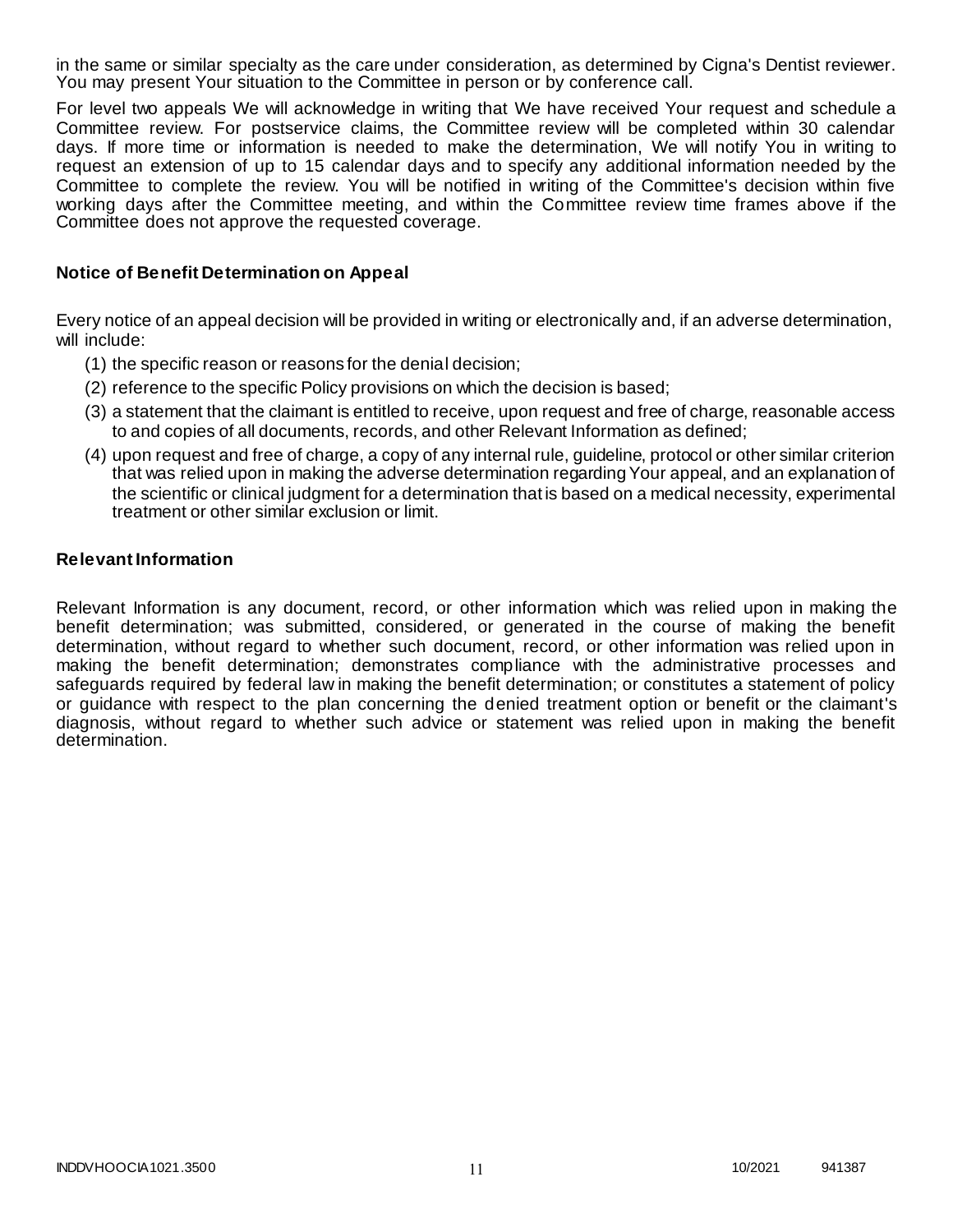in the same or similar specialty as the care under consideration, as determined by Cigna's Dentist reviewer. You may present Your situation to the Committee in person or by conference call.

For level two appeals We will acknowledge in writing that We have received Your request and schedule a Committee review. For postservice claims, the Committee review will be completed within 30 calendar days. If more time or information is needed to make the determination, We will notify You in writing to request an extension of up to 15 calendar days and to specify any additional information needed by the Committee to complete the review. You will be notified in writing of the Committee's decision within five working days after the Committee meeting, and within the Committee review time frames above if the Committee does not approve the requested coverage.

### Notice of Benefit Determination on Appeal

Every notice of an appeal decision will be provided in writing or electronically and, if an adverse determination, will include:

(1) the specific reason or reasons for the denial decision;

(2) reference to the specific Policy provisions on which the decision is based;

(3) a statement that the claimant is entitled to receive, upon request and free of charge, reasonable access to and copies of all documents, records, and other Relevant Information as defined;

(4) upon request and free of charge, a copy of any internal rule, guideline, protocol or other similar criterion that was relied upon in making the adverse determination regarding Your appeal, and an explanation of the scientific or clinical judgment for a determination that is based on a medical necessity, experimental treatment or other similar exclusion or limit.

### Relevant Information

Relevant Information is any document, record, or other information which was relied upon in making the benefit determination; was submitted, considered, or generated in the course of making the benefit determination, without regard to whether such document, record, or other information was relied upon in making the benefit determination; demonstrates compliance with the administrative processes and safeguards required by federal law in making the benefit determination; or constitutes a statement of policy or guidance with respect to the plan concerning the denied treatment option or benefit or the claimant's diagnosis, without regard to whether such advice or statement was relied upon in making the benefit determination.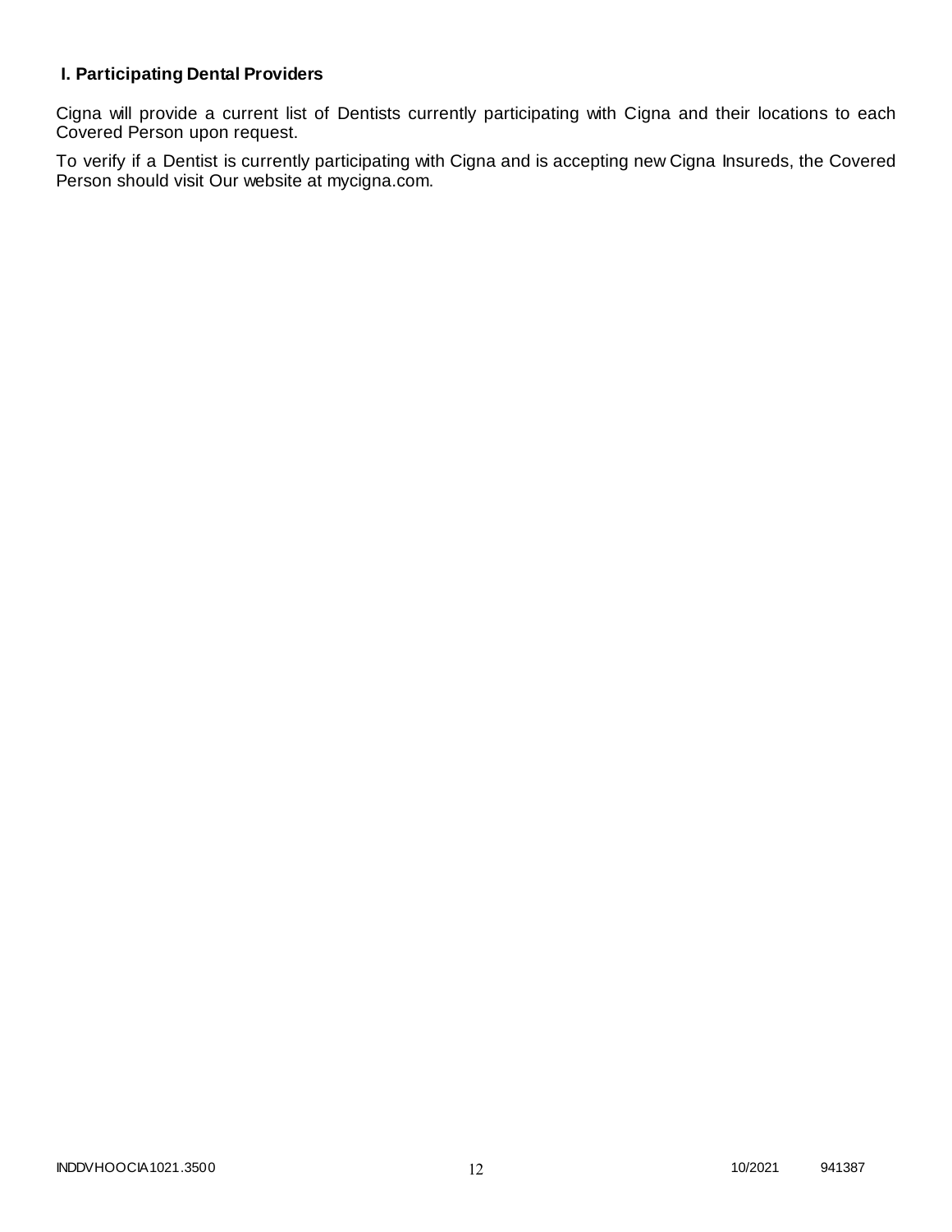## I. Participating Dental Providers

Cigna will provide a current list of Dentists currently participating with Cigna and their locations to each Covered Person upon request.

To verify if a Dentist is currently participating with Cigna and is accepting new Cigna Insureds, the Covered Person should visit Our website at mycigna.com.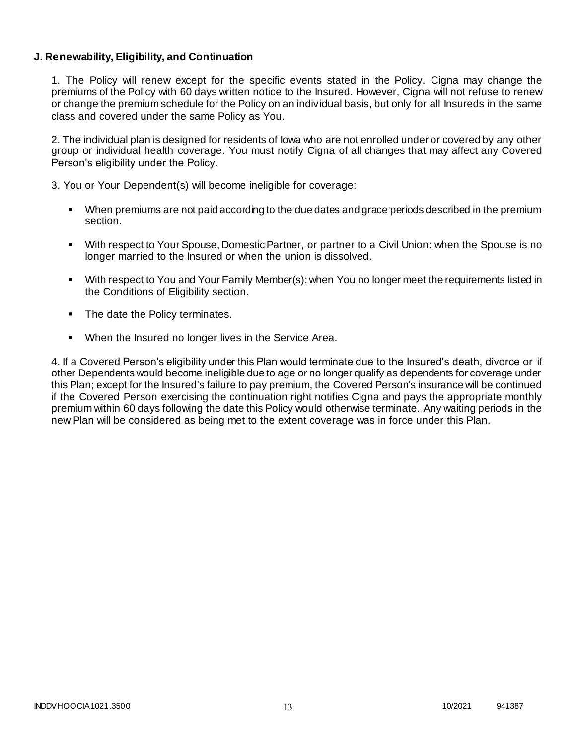**J. Renewability, Eligibility, and Continuation**

1. The Policy will renew except for the specific events stated in the Policy. Cigna may change the premiums of the Policy with 60 days written notice to the Insured. However, Cigna will not refuse to renew or change the premium schedule for the Policy on an individual basis, but only for all Insureds in the same class and covered under the same Policy as You.

2. The individual plan is designed for residents of Iowa who are not enrolled under or covered by any other group or individual health coverage. You must notify Cigna of all changes that may affect any Covered Person's eligibility under the Policy.

3. You or Your Dependent(s) will become ineligible for coverage:

- When premiums are not paid according to the due dates and grace periods described in the premium section.
- With respect to Your Spouse, Domestic Partner, or partner to a Civil Union: when the Spouse is no longer married to the Insured or when the union is dissolved.
- With respect to You and Your Family Member(s): when You no longer meet the requirements listed in the Conditions of Eligibility section.
- The date the Policy terminates.
- When the Insured no longer lives in the Service Area.

4. If a Covered Person's eligibility under this Plan would terminate due to the Insured's death, divorce or if other Dependents would become ineligible due to age or no longer qualify as dependents for coverage under this Plan; except for the Insured's failure to pay premium, the Covered Person's insurance will be continued if the Covered Person exercising the continuation right notifies Cigna and pays the appropriate monthly premium within 60 days following the date this Policy would otherwise terminate. Any waiting periods in the new Plan will be considered as being met to the extent coverage was in force under this Plan.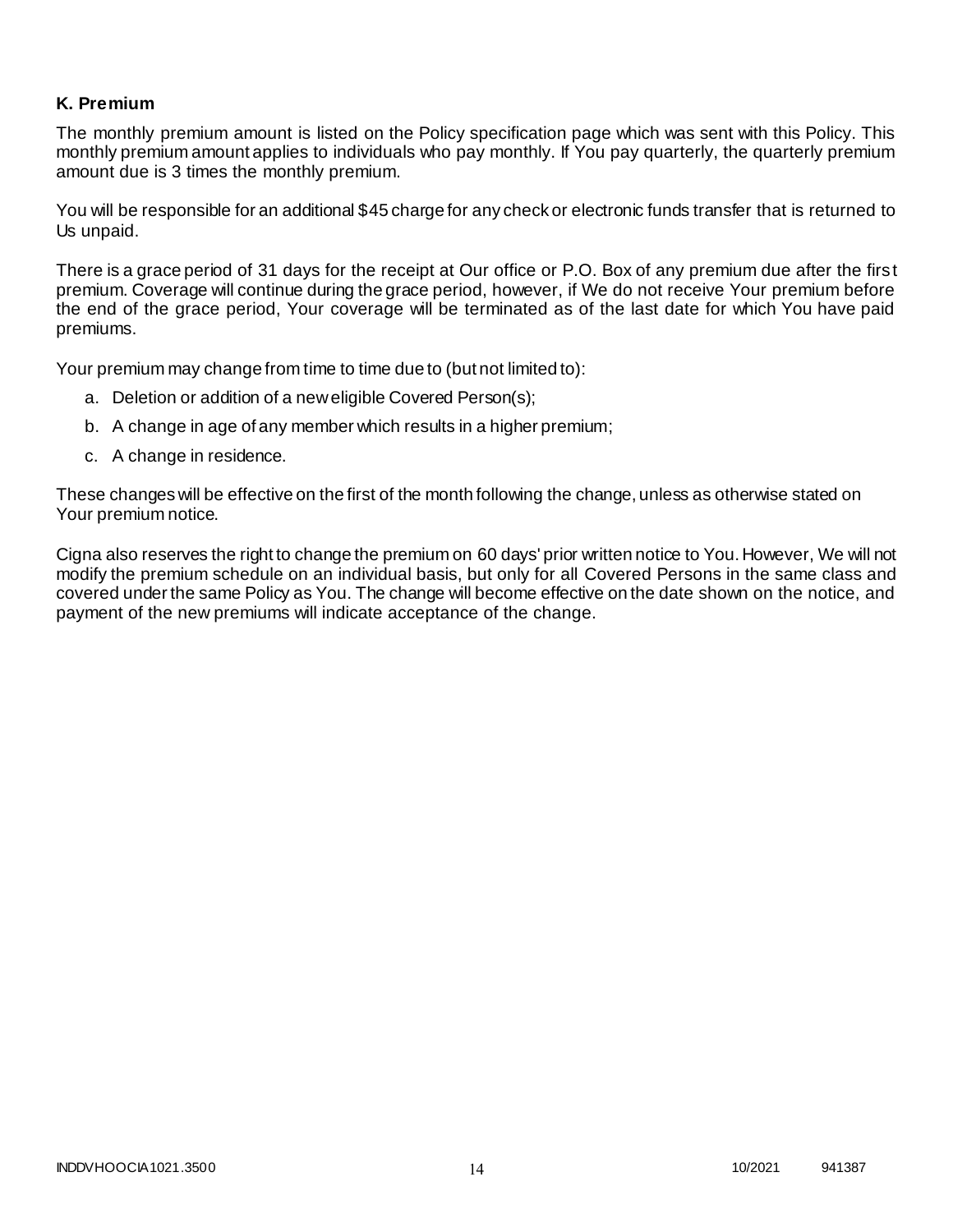### K. Premium

The monthly premium amount is listed on the Policy specification page which was sent with this Policy. This monthly premium amount applies to individuals who pay monthly. If You pay quarterly, the quarterly premium amount due is 3 times the monthly premium.

You will be responsible for an additional $45 charge for any check or electronic funds transfer that is returned to Us unpaid.

There is a grace period of 31 days for the receipt at Our office or P.O. Box of any premium due after the first premium. Coverage will continue during the grace period, however, if We do not receive Your premium before the end of the grace period, Your coverage will be terminated as of the last date for which You have paid premiums.

Your premium may change from time to time due to (but not limited to):

a. Deletion or addition of a new eligible Covered Person(s);
b. A change in age of any member which results in a higher premium;
c. A change in residence.

These changes will be effective on the first of the month following the change, unless as otherwise stated on Your premium notice.

Cigna also reserves the right to change the premium on 60 days' prior written notice to You. However, We will not modify the premium schedule on an individual basis, but only for all Covered Persons in the same class and covered under the same Policy as You. The change will become effective on the date shown on the notice, and payment of the new premiums will indicate acceptance of the change.